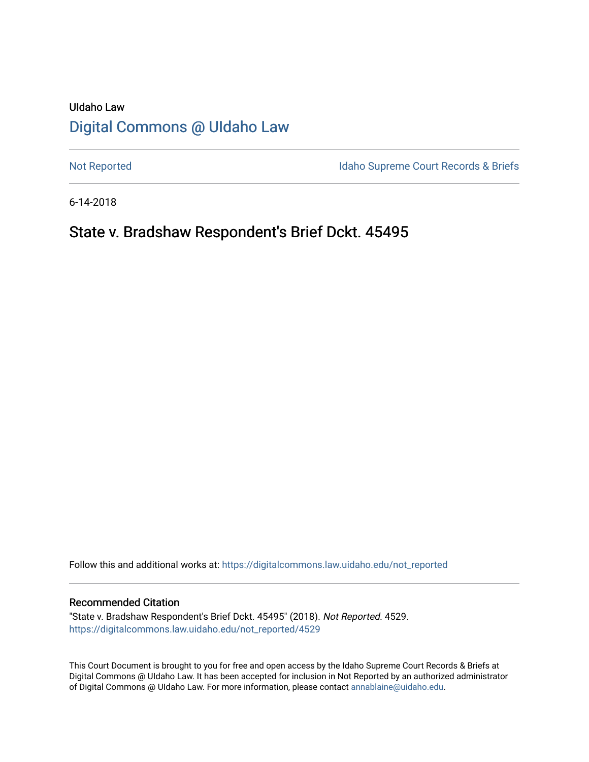UIdaho Law

# Digital Commons @ UIdaho Law

Not Reported | Idaho Supreme Court Records & Briefs

6-14-2018

## State v. Bradshaw Respondent's Brief Dckt. 45495

Follow this and additional works at: https://digitalcommons.law.uidaho.edu/not_reported

### Recommended Citation

"State v. Bradshaw Respondent's Brief Dckt. 45495" (2018). *Not Reported*. 4529.
https://digitalcommons.law.uidaho.edu/not_reported/4529

This Court Document is brought to you for free and open access by the Idaho Supreme Court Records & Briefs at Digital Commons @ UIdaho Law. It has been accepted for inclusion in Not Reported by an authorized administrator of Digital Commons @ UIdaho Law. For more information, please contact annablaine@uidaho.edu.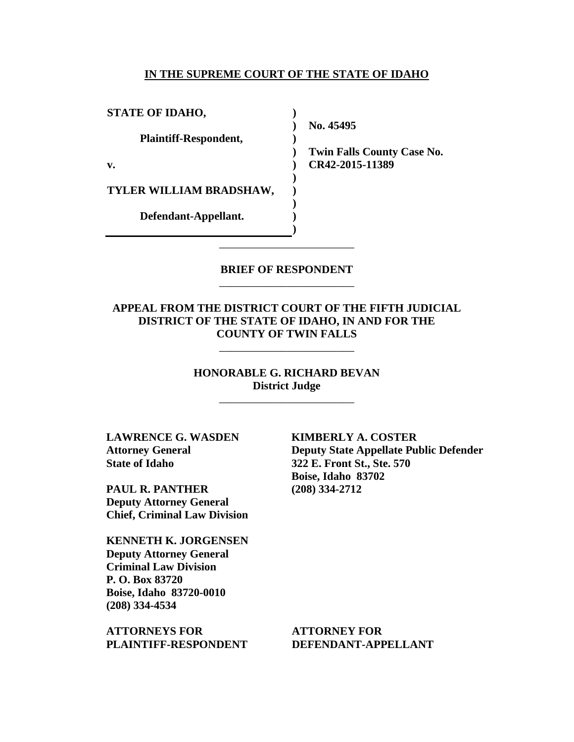**IN THE SUPREME COURT OF THE STATE OF IDAHO**

| | | |
|---|---|---|
| **STATE OF IDAHO,** | ) | |
| | ) | **No. 45495** |
| **Plaintiff-Respondent,** | ) | |
| | ) | **Twin Falls County Case No.** |
| **v.** | ) | **CR42-2015-11389** |
| | ) | |
| **TYLER WILLIAM BRADSHAW,** | ) | |
| | ) | |
| **Defendant-Appellant.** | ) | |
| | ) | |

---

**BRIEF OF RESPONDENT**

---

**APPEAL FROM THE DISTRICT COURT OF THE FIFTH JUDICIAL DISTRICT OF THE STATE OF IDAHO, IN AND FOR THE COUNTY OF TWIN FALLS**

---

**HONORABLE G. RICHARD BEVAN**
**District Judge**

---

**LAWRENCE G. WASDEN**
**Attorney General**
**State of Idaho**

**PAUL R. PANTHER**
**Deputy Attorney General**
**Chief, Criminal Law Division**

**KENNETH K. JORGENSEN**
**Deputy Attorney General**
**Criminal Law Division**
**P. O. Box 83720**
**Boise, Idaho 83720-0010**
**(208) 334-4534**

**ATTORNEYS FOR PLAINTIFF-RESPONDENT**

**KIMBERLY A. COSTER**
**Deputy State Appellate Public Defender**
**322 E. Front St., Ste. 570**
**Boise, Idaho 83702**
**(208) 334-2712**

**ATTORNEY FOR DEFENDANT-APPELLANT**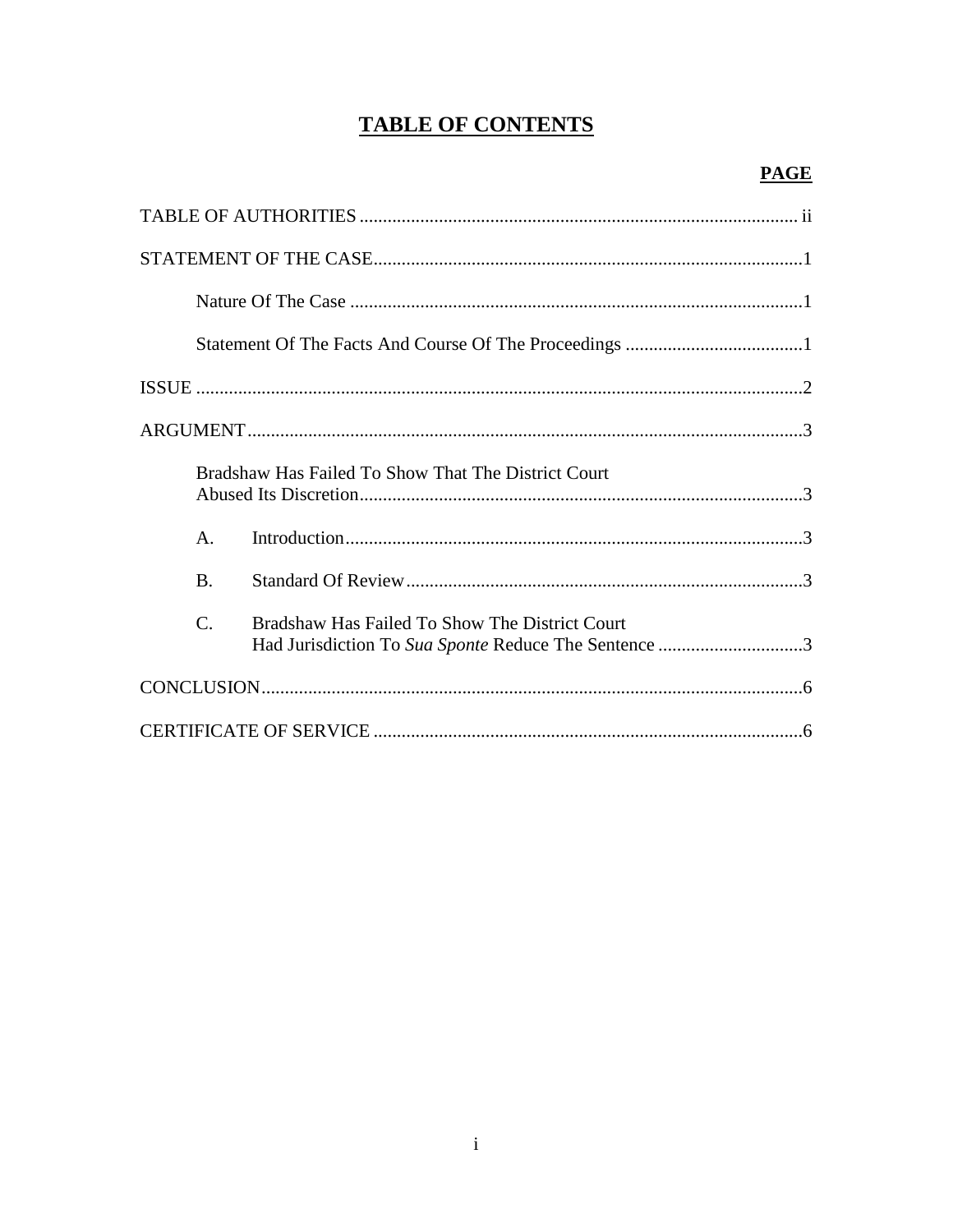# TABLE OF CONTENTS

| | PAGE |
|---|---|
| TABLE OF AUTHORITIES | ii |
| STATEMENT OF THE CASE | 1 |
| Nature Of The Case | 1 |
| Statement Of The Facts And Course Of The Proceedings | 1 |
| ISSUE | 2 |
| ARGUMENT | 3 |
| Bradshaw Has Failed To Show That The District Court Abused Its Discretion | 3 |
| A. Introduction | 3 |
| B. Standard Of Review | 3 |
| C. Bradshaw Has Failed To Show The District Court Had Jurisdiction To *Sua Sponte* Reduce The Sentence | 3 |
| CONCLUSION | 6 |
| CERTIFICATE OF SERVICE | 6 |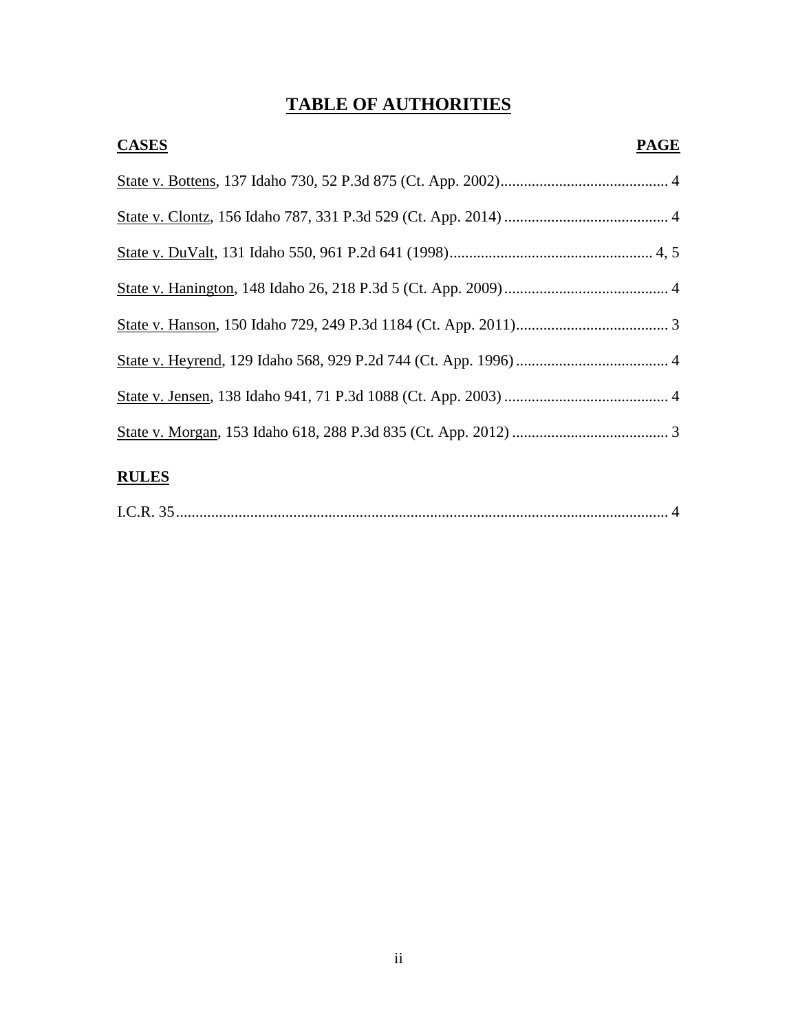# TABLE OF AUTHORITIES

| CASES | PAGE |
|---|---|
| State v. Bottens, 137 Idaho 730, 52 P.3d 875 (Ct. App. 2002) | 4 |
| State v. Clontz, 156 Idaho 787, 331 P.3d 529 (Ct. App. 2014) | 4 |
| State v. DuValt, 131 Idaho 550, 961 P.2d 641 (1998) | 4, 5 |
| State v. Hanington, 148 Idaho 26, 218 P.3d 5 (Ct. App. 2009) | 4 |
| State v. Hanson, 150 Idaho 729, 249 P.3d 1184 (Ct. App. 2011) | 3 |
| State v. Heyrend, 129 Idaho 568, 929 P.2d 744 (Ct. App. 1996) | 4 |
| State v. Jensen, 138 Idaho 941, 71 P.3d 1088 (Ct. App. 2003) | 4 |
| State v. Morgan, 153 Idaho 618, 288 P.3d 835 (Ct. App. 2012) | 3 |

**RULES**

| | |
|---|---|
| I.C.R. 35 | 4 |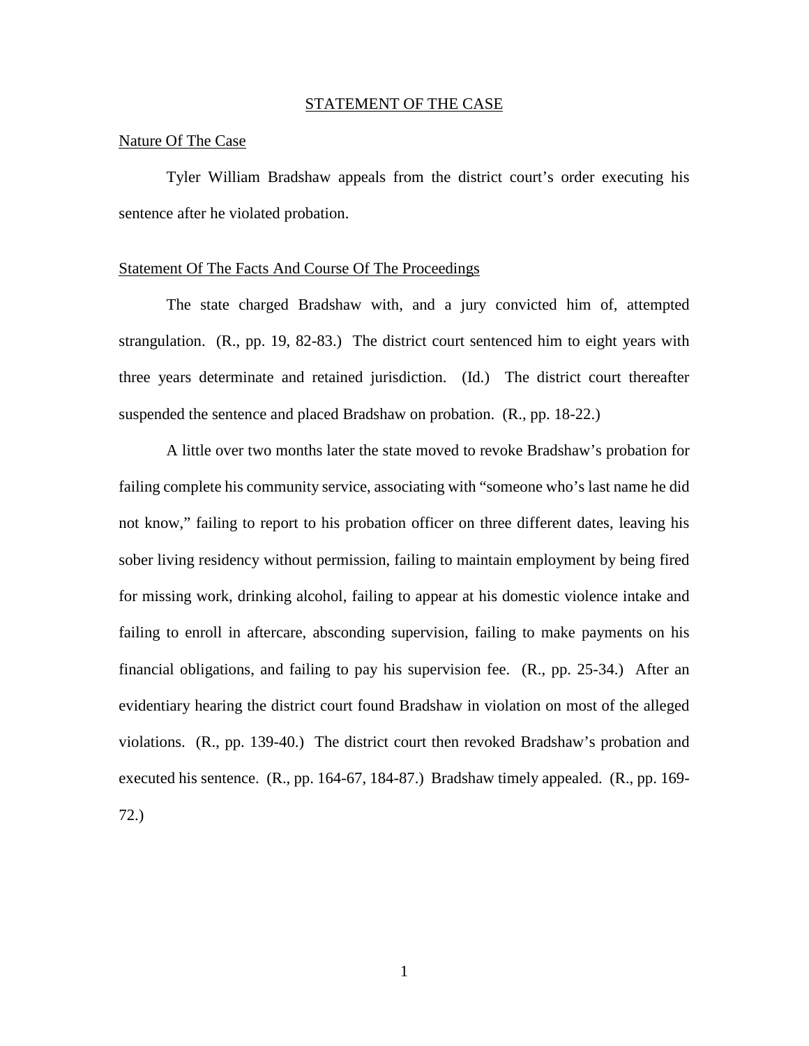# STATEMENT OF THE CASE

## Nature Of The Case

Tyler William Bradshaw appeals from the district court's order executing his sentence after he violated probation.

## Statement Of The Facts And Course Of The Proceedings

The state charged Bradshaw with, and a jury convicted him of, attempted strangulation. (R., pp. 19, 82-83.) The district court sentenced him to eight years with three years determinate and retained jurisdiction. (Id.) The district court thereafter suspended the sentence and placed Bradshaw on probation. (R., pp. 18-22.)

A little over two months later the state moved to revoke Bradshaw's probation for failing complete his community service, associating with "someone who's last name he did not know," failing to report to his probation officer on three different dates, leaving his sober living residency without permission, failing to maintain employment by being fired for missing work, drinking alcohol, failing to appear at his domestic violence intake and failing to enroll in aftercare, absconding supervision, failing to make payments on his financial obligations, and failing to pay his supervision fee. (R., pp. 25-34.) After an evidentiary hearing the district court found Bradshaw in violation on most of the alleged violations. (R., pp. 139-40.) The district court then revoked Bradshaw's probation and executed his sentence. (R., pp. 164-67, 184-87.) Bradshaw timely appealed. (R., pp. 169-72.)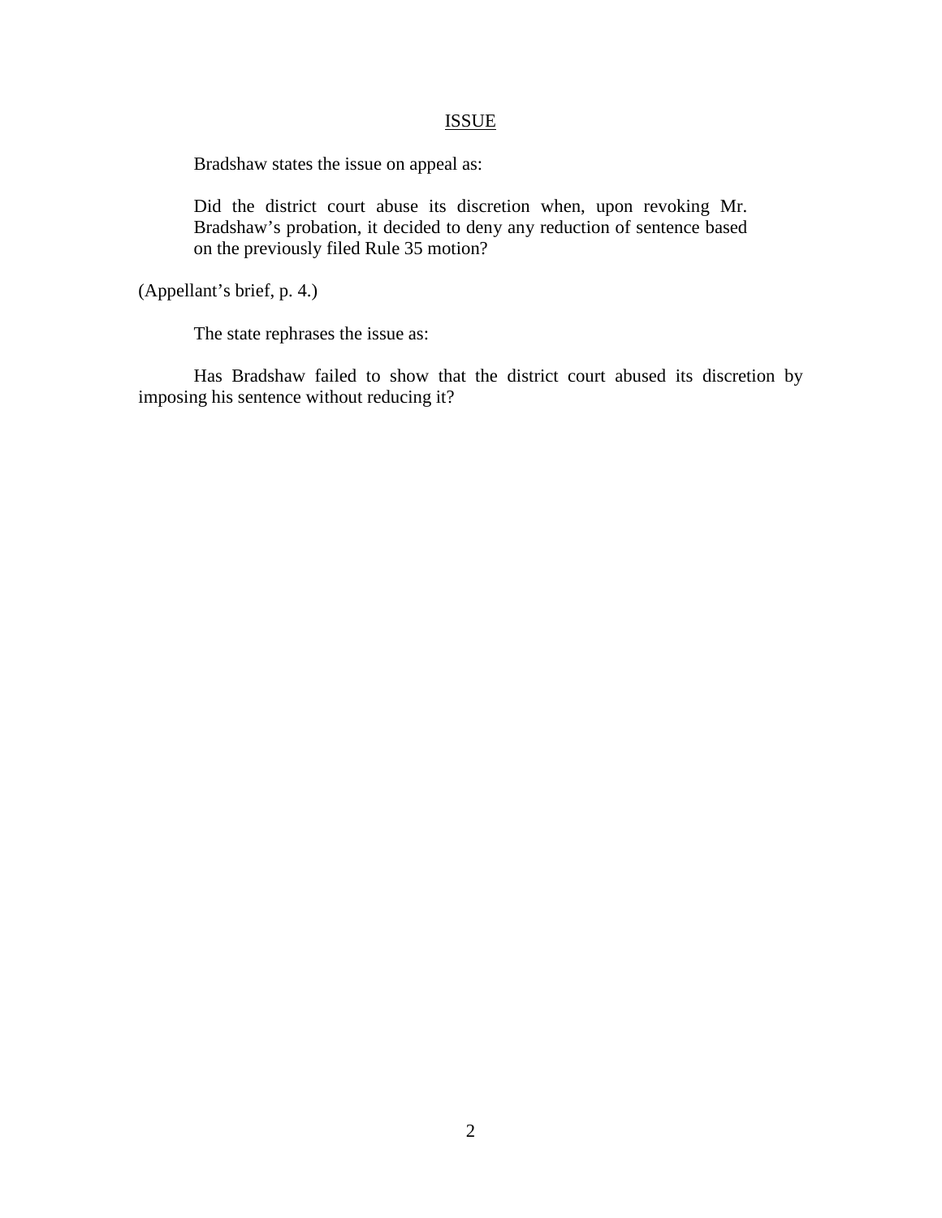## ISSUE

Bradshaw states the issue on appeal as:

> Did the district court abuse its discretion when, upon revoking Mr. Bradshaw's probation, it decided to deny any reduction of sentence based on the previously filed Rule 35 motion?

(Appellant's brief, p. 4.)

The state rephrases the issue as:

Has Bradshaw failed to show that the district court abused its discretion by imposing his sentence without reducing it?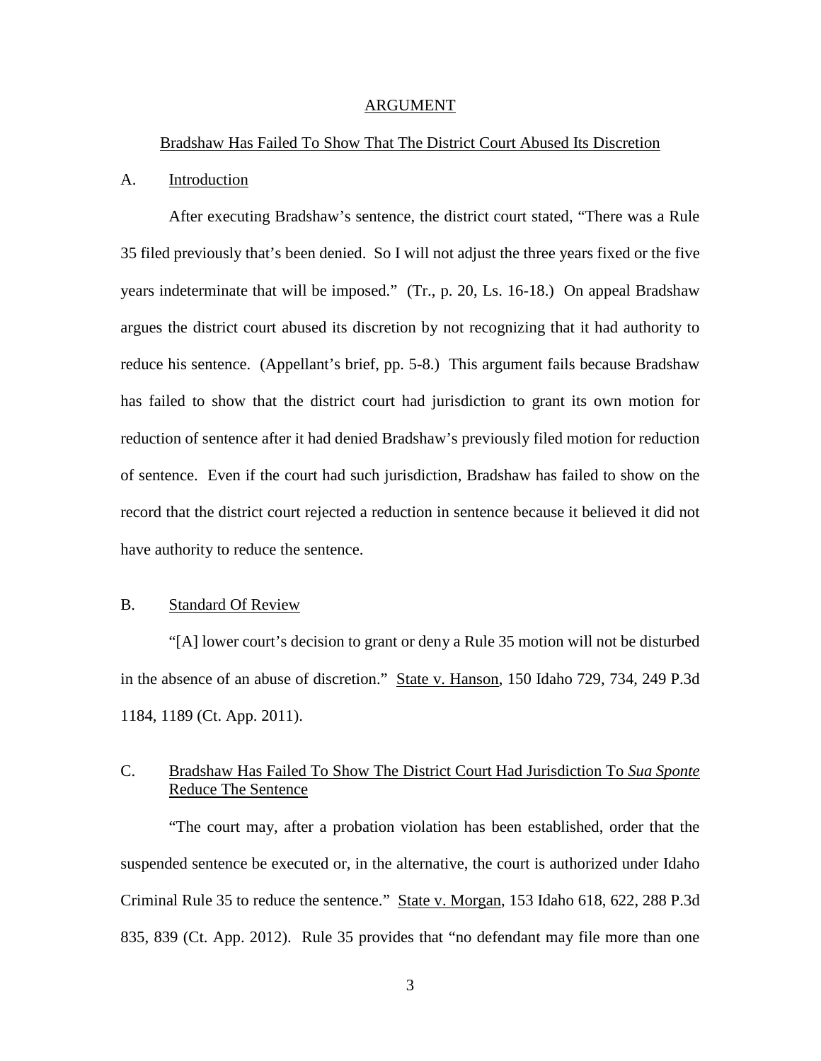# ARGUMENT

## Bradshaw Has Failed To Show That The District Court Abused Its Discretion

### A. Introduction

After executing Bradshaw's sentence, the district court stated, "There was a Rule 35 filed previously that's been denied. So I will not adjust the three years fixed or the five years indeterminate that will be imposed." (Tr., p. 20, Ls. 16-18.) On appeal Bradshaw argues the district court abused its discretion by not recognizing that it had authority to reduce his sentence. (Appellant's brief, pp. 5-8.) This argument fails because Bradshaw has failed to show that the district court had jurisdiction to grant its own motion for reduction of sentence after it had denied Bradshaw's previously filed motion for reduction of sentence. Even if the court had such jurisdiction, Bradshaw has failed to show on the record that the district court rejected a reduction in sentence because it believed it did not have authority to reduce the sentence.

### B. Standard Of Review

"[A] lower court's decision to grant or deny a Rule 35 motion will not be disturbed in the absence of an abuse of discretion." State v. Hanson, 150 Idaho 729, 734, 249 P.3d 1184, 1189 (Ct. App. 2011).

### C. Bradshaw Has Failed To Show The District Court Had Jurisdiction To *Sua Sponte* Reduce The Sentence

"The court may, after a probation violation has been established, order that the suspended sentence be executed or, in the alternative, the court is authorized under Idaho Criminal Rule 35 to reduce the sentence." State v. Morgan, 153 Idaho 618, 622, 288 P.3d 835, 839 (Ct. App. 2012). Rule 35 provides that "no defendant may file more than one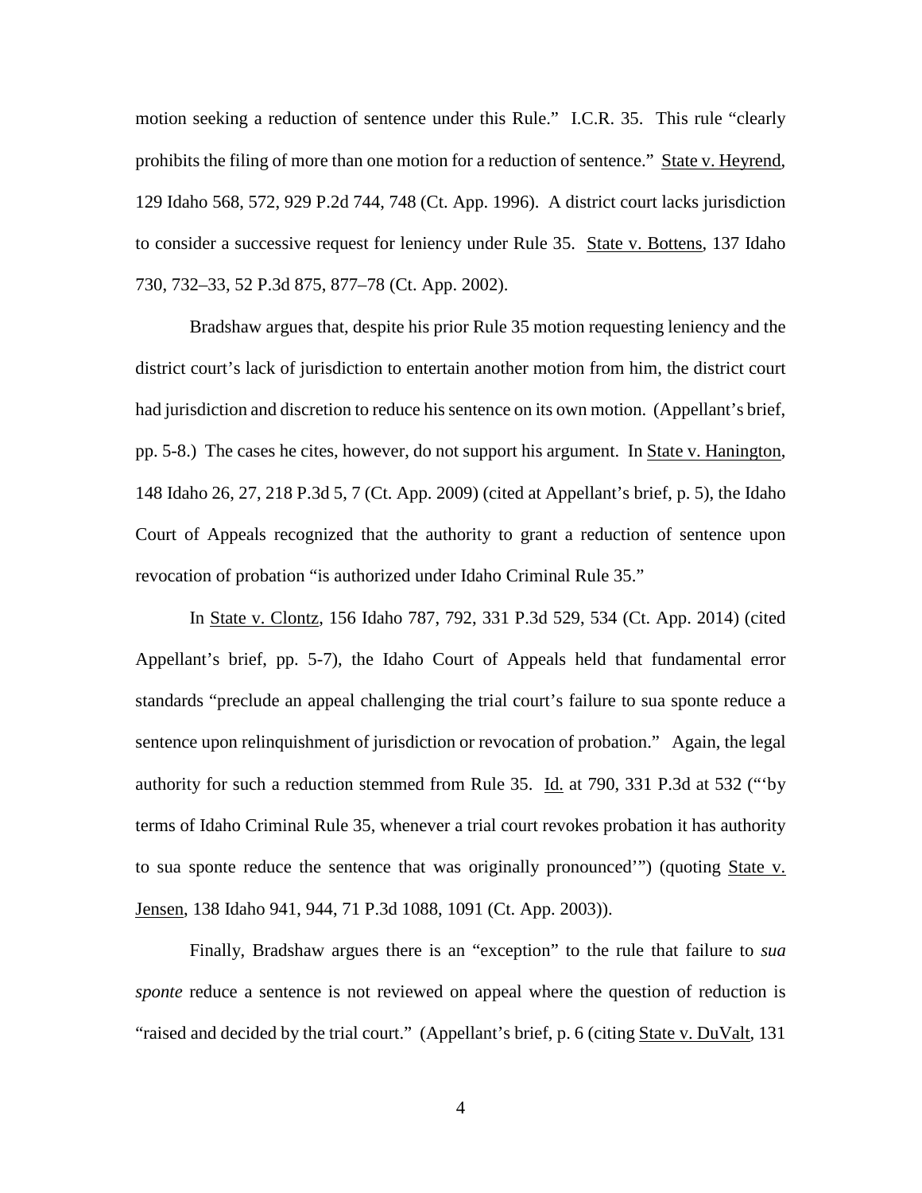motion seeking a reduction of sentence under this Rule." I.C.R. 35. This rule "clearly prohibits the filing of more than one motion for a reduction of sentence." State v. Heyrend, 129 Idaho 568, 572, 929 P.2d 744, 748 (Ct. App. 1996). A district court lacks jurisdiction to consider a successive request for leniency under Rule 35. State v. Bottens, 137 Idaho 730, 732–33, 52 P.3d 875, 877–78 (Ct. App. 2002).

Bradshaw argues that, despite his prior Rule 35 motion requesting leniency and the district court's lack of jurisdiction to entertain another motion from him, the district court had jurisdiction and discretion to reduce his sentence on its own motion. (Appellant's brief, pp. 5-8.) The cases he cites, however, do not support his argument. In State v. Hanington, 148 Idaho 26, 27, 218 P.3d 5, 7 (Ct. App. 2009) (cited at Appellant's brief, p. 5), the Idaho Court of Appeals recognized that the authority to grant a reduction of sentence upon revocation of probation "is authorized under Idaho Criminal Rule 35."

In State v. Clontz, 156 Idaho 787, 792, 331 P.3d 529, 534 (Ct. App. 2014) (cited Appellant's brief, pp. 5-7), the Idaho Court of Appeals held that fundamental error standards "preclude an appeal challenging the trial court's failure to sua sponte reduce a sentence upon relinquishment of jurisdiction or revocation of probation." Again, the legal authority for such a reduction stemmed from Rule 35. Id. at 790, 331 P.3d at 532 ("'by terms of Idaho Criminal Rule 35, whenever a trial court revokes probation it has authority to sua sponte reduce the sentence that was originally pronounced'") (quoting State v. Jensen, 138 Idaho 941, 944, 71 P.3d 1088, 1091 (Ct. App. 2003)).

Finally, Bradshaw argues there is an "exception" to the rule that failure to *sua sponte* reduce a sentence is not reviewed on appeal where the question of reduction is "raised and decided by the trial court." (Appellant's brief, p. 6 (citing State v. DuValt, 131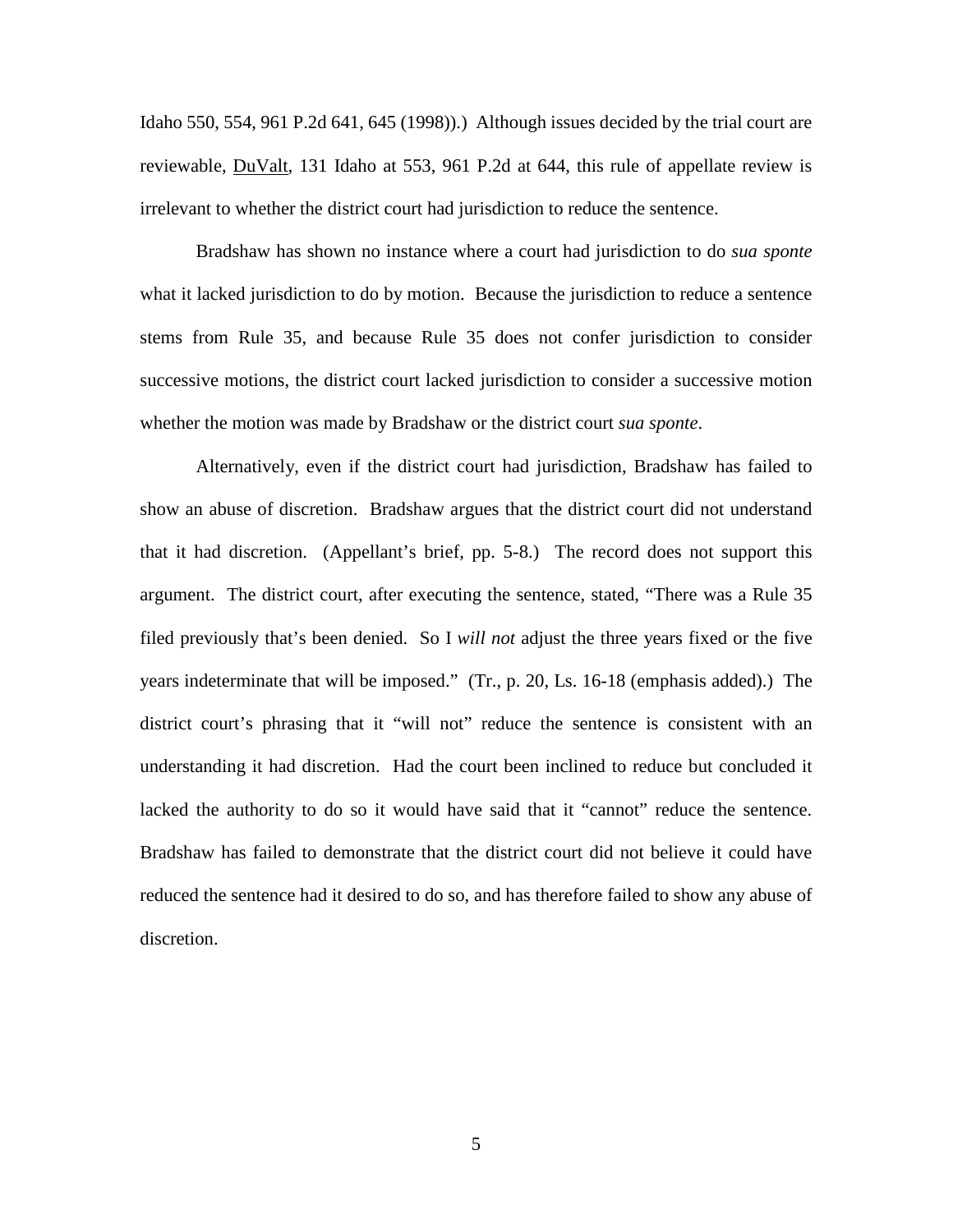Idaho 550, 554, 961 P.2d 641, 645 (1998)).) Although issues decided by the trial court are reviewable, DuValt, 131 Idaho at 553, 961 P.2d at 644, this rule of appellate review is irrelevant to whether the district court had jurisdiction to reduce the sentence.

Bradshaw has shown no instance where a court had jurisdiction to do *sua sponte* what it lacked jurisdiction to do by motion. Because the jurisdiction to reduce a sentence stems from Rule 35, and because Rule 35 does not confer jurisdiction to consider successive motions, the district court lacked jurisdiction to consider a successive motion whether the motion was made by Bradshaw or the district court *sua sponte*.

Alternatively, even if the district court had jurisdiction, Bradshaw has failed to show an abuse of discretion. Bradshaw argues that the district court did not understand that it had discretion. (Appellant's brief, pp. 5-8.) The record does not support this argument. The district court, after executing the sentence, stated, "There was a Rule 35 filed previously that's been denied. So I *will not* adjust the three years fixed or the five years indeterminate that will be imposed." (Tr., p. 20, Ls. 16-18 (emphasis added).) The district court's phrasing that it "will not" reduce the sentence is consistent with an understanding it had discretion. Had the court been inclined to reduce but concluded it lacked the authority to do so it would have said that it "cannot" reduce the sentence. Bradshaw has failed to demonstrate that the district court did not believe it could have reduced the sentence had it desired to do so, and has therefore failed to show any abuse of discretion.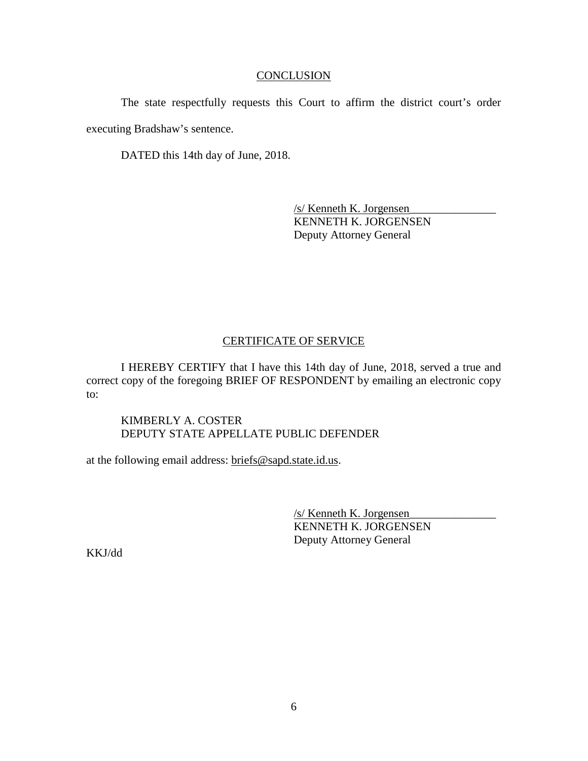## CONCLUSION

The state respectfully requests this Court to affirm the district court's order executing Bradshaw's sentence.

DATED this 14th day of June, 2018.

/s/ Kenneth K. Jorgensen
KENNETH K. JORGENSEN
Deputy Attorney General

## CERTIFICATE OF SERVICE

I HEREBY CERTIFY that I have this 14th day of June, 2018, served a true and correct copy of the foregoing BRIEF OF RESPONDENT by emailing an electronic copy to:

KIMBERLY A. COSTER
DEPUTY STATE APPELLATE PUBLIC DEFENDER

at the following email address: briefs@sapd.state.id.us.

/s/ Kenneth K. Jorgensen
KENNETH K. JORGENSEN
Deputy Attorney General

KKJ/dd